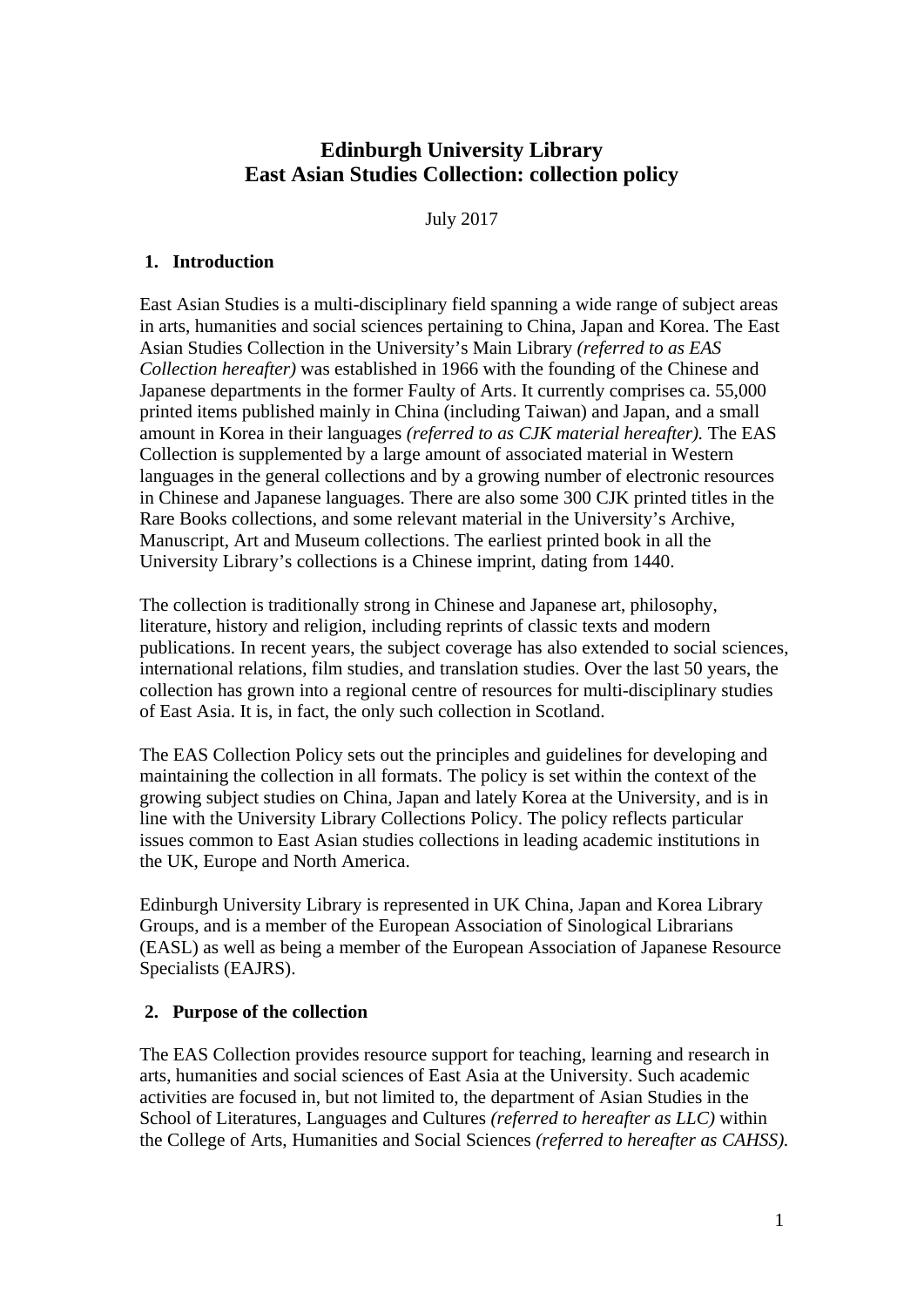# Edinburgh University Library
# East Asian Studies Collection: collection policy

July 2017

## 1. Introduction

East Asian Studies is a multi-disciplinary field spanning a wide range of subject areas in arts, humanities and social sciences pertaining to China, Japan and Korea. The East Asian Studies Collection in the University's Main Library *(referred to as EAS Collection hereafter)* was established in 1966 with the founding of the Chinese and Japanese departments in the former Faculty of Arts. It currently comprises ca. 55,000 printed items published mainly in China (including Taiwan) and Japan, and a small amount in Korea in their languages *(referred to as CJK material hereafter).* The EAS Collection is supplemented by a large amount of associated material in Western languages in the general collections and by a growing number of electronic resources in Chinese and Japanese languages. There are also some 300 CJK printed titles in the Rare Books collections, and some relevant material in the University's Archive, Manuscript, Art and Museum collections. The earliest printed book in all the University Library's collections is a Chinese imprint, dating from 1440.

The collection is traditionally strong in Chinese and Japanese art, philosophy, literature, history and religion, including reprints of classic texts and modern publications. In recent years, the subject coverage has also extended to social sciences, international relations, film studies, and translation studies. Over the last 50 years, the collection has grown into a regional centre of resources for multi-disciplinary studies of East Asia. It is, in fact, the only such collection in Scotland.

The EAS Collection Policy sets out the principles and guidelines for developing and maintaining the collection in all formats. The policy is set within the context of the growing subject studies on China, Japan and lately Korea at the University, and is in line with the University Library Collections Policy. The policy reflects particular issues common to East Asian studies collections in leading academic institutions in the UK, Europe and North America.

Edinburgh University Library is represented in UK China, Japan and Korea Library Groups, and is a member of the European Association of Sinological Librarians (EASL) as well as being a member of the European Association of Japanese Resource Specialists (EAJRS).

## 2. Purpose of the collection

The EAS Collection provides resource support for teaching, learning and research in arts, humanities and social sciences of East Asia at the University. Such academic activities are focused in, but not limited to, the department of Asian Studies in the School of Literatures, Languages and Cultures *(referred to hereafter as LLC)* within the College of Arts, Humanities and Social Sciences *(referred to hereafter as CAHSS).*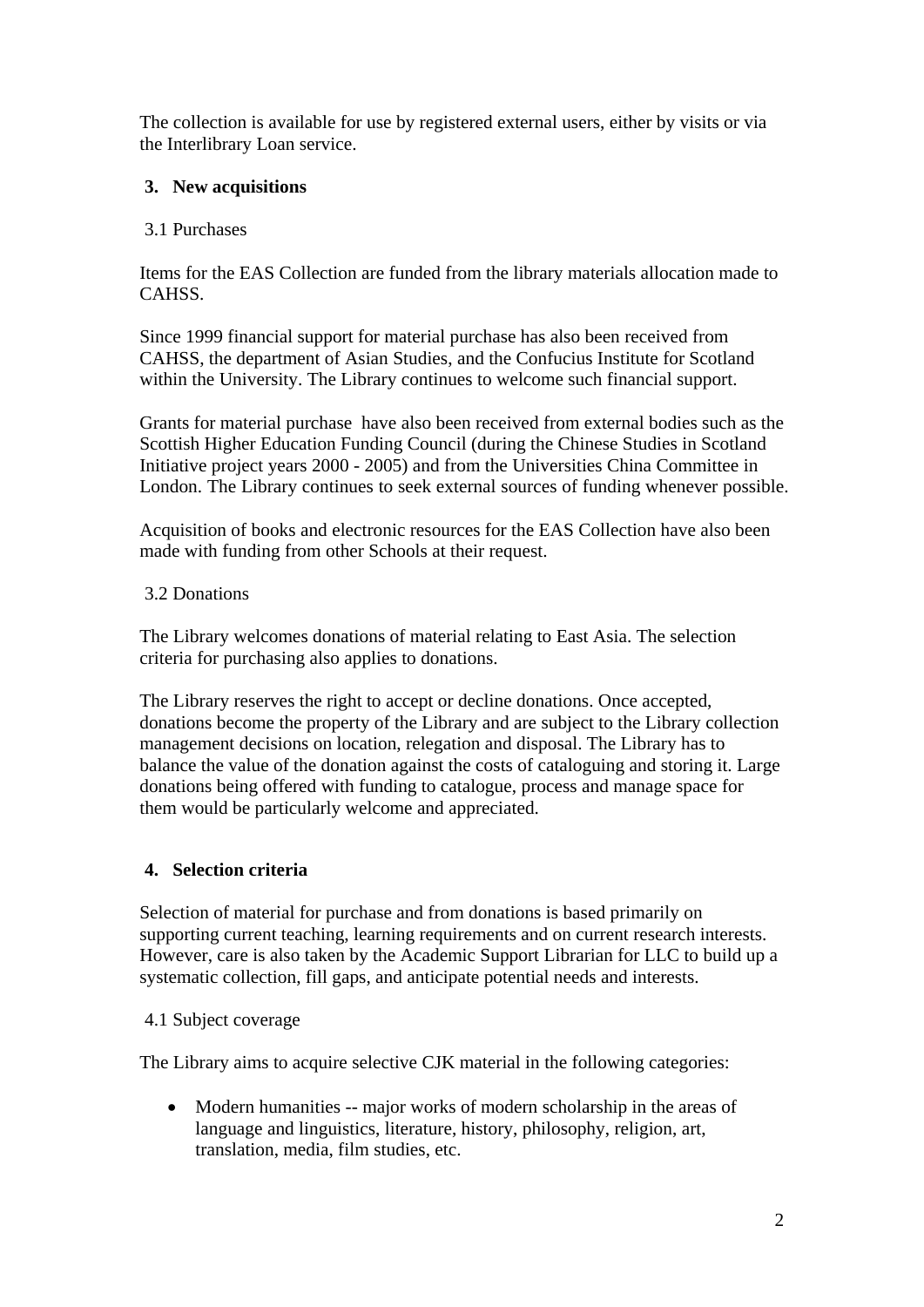The collection is available for use by registered external users, either by visits or via the Interlibrary Loan service.

## 3. New acquisitions

### 3.1 Purchases

Items for the EAS Collection are funded from the library materials allocation made to CAHSS.

Since 1999 financial support for material purchase has also been received from CAHSS, the department of Asian Studies, and the Confucius Institute for Scotland within the University. The Library continues to welcome such financial support.

Grants for material purchase have also been received from external bodies such as the Scottish Higher Education Funding Council (during the Chinese Studies in Scotland Initiative project years 2000 - 2005) and from the Universities China Committee in London. The Library continues to seek external sources of funding whenever possible.

Acquisition of books and electronic resources for the EAS Collection have also been made with funding from other Schools at their request.

### 3.2 Donations

The Library welcomes donations of material relating to East Asia. The selection criteria for purchasing also applies to donations.

The Library reserves the right to accept or decline donations. Once accepted, donations become the property of the Library and are subject to the Library collection management decisions on location, relegation and disposal. The Library has to balance the value of the donation against the costs of cataloguing and storing it. Large donations being offered with funding to catalogue, process and manage space for them would be particularly welcome and appreciated.

## 4. Selection criteria

Selection of material for purchase and from donations is based primarily on supporting current teaching, learning requirements and on current research interests. However, care is also taken by the Academic Support Librarian for LLC to build up a systematic collection, fill gaps, and anticipate potential needs and interests.

### 4.1 Subject coverage

The Library aims to acquire selective CJK material in the following categories:

- Modern humanities -- major works of modern scholarship in the areas of language and linguistics, literature, history, philosophy, religion, art, translation, media, film studies, etc.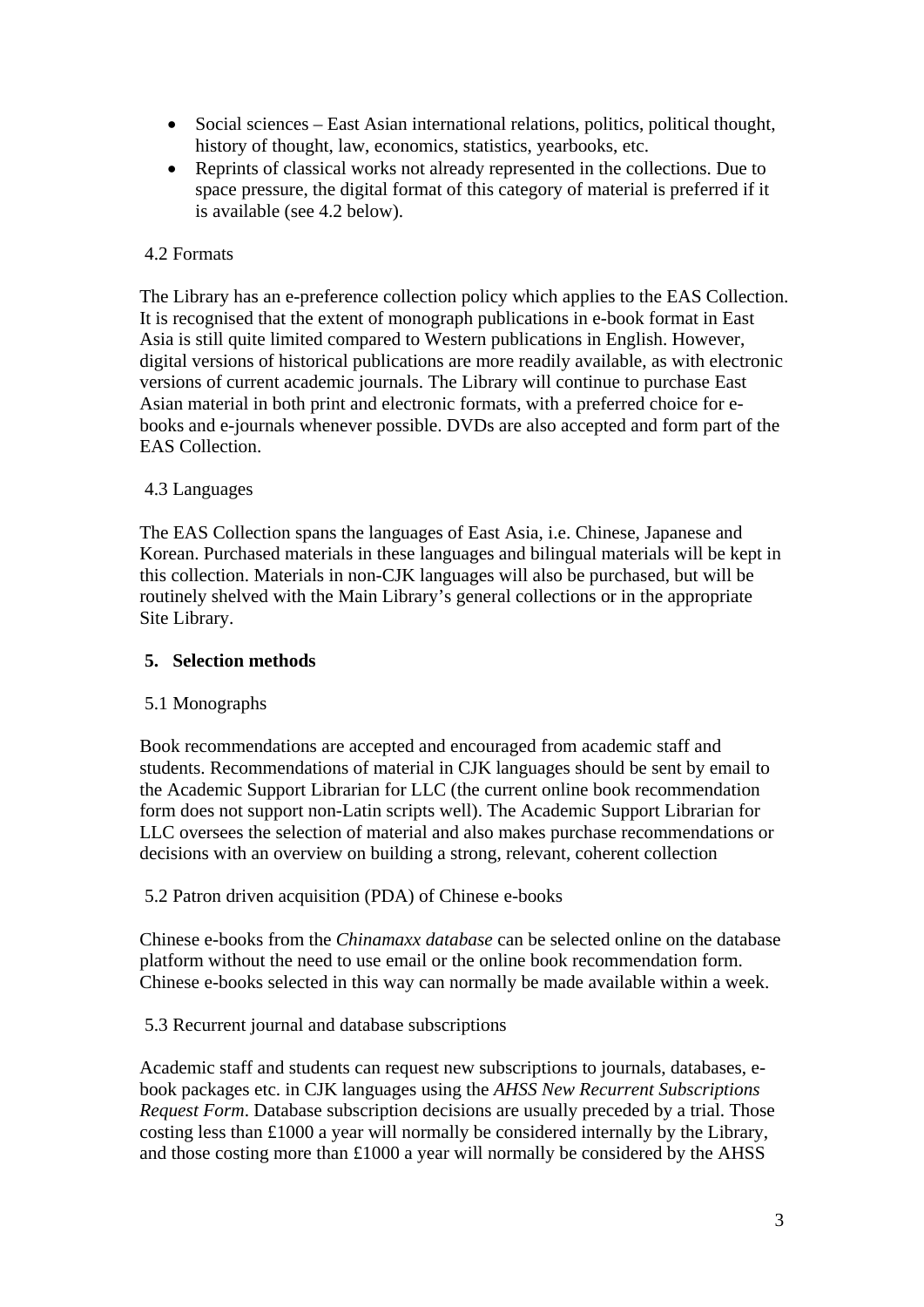- Social sciences – East Asian international relations, politics, political thought, history of thought, law, economics, statistics, yearbooks, etc.
- Reprints of classical works not already represented in the collections. Due to space pressure, the digital format of this category of material is preferred if it is available (see 4.2 below).

### 4.2 Formats

The Library has an e-preference collection policy which applies to the EAS Collection. It is recognised that the extent of monograph publications in e-book format in East Asia is still quite limited compared to Western publications in English. However, digital versions of historical publications are more readily available, as with electronic versions of current academic journals. The Library will continue to purchase East Asian material in both print and electronic formats, with a preferred choice for e-books and e-journals whenever possible. DVDs are also accepted and form part of the EAS Collection.

### 4.3 Languages

The EAS Collection spans the languages of East Asia, i.e. Chinese, Japanese and Korean. Purchased materials in these languages and bilingual materials will be kept in this collection. Materials in non-CJK languages will also be purchased, but will be routinely shelved with the Main Library's general collections or in the appropriate Site Library.

## 5. Selection methods

### 5.1 Monographs

Book recommendations are accepted and encouraged from academic staff and students. Recommendations of material in CJK languages should be sent by email to the Academic Support Librarian for LLC (the current online book recommendation form does not support non-Latin scripts well). The Academic Support Librarian for LLC oversees the selection of material and also makes purchase recommendations or decisions with an overview on building a strong, relevant, coherent collection

### 5.2 Patron driven acquisition (PDA) of Chinese e-books

Chinese e-books from the *Chinamaxx database* can be selected online on the database platform without the need to use email or the online book recommendation form. Chinese e-books selected in this way can normally be made available within a week.

### 5.3 Recurrent journal and database subscriptions

Academic staff and students can request new subscriptions to journals, databases, e-book packages etc. in CJK languages using the *AHSS New Recurrent Subscriptions Request Form*. Database subscription decisions are usually preceded by a trial. Those costing less than £1000 a year will normally be considered internally by the Library, and those costing more than £1000 a year will normally be considered by the AHSS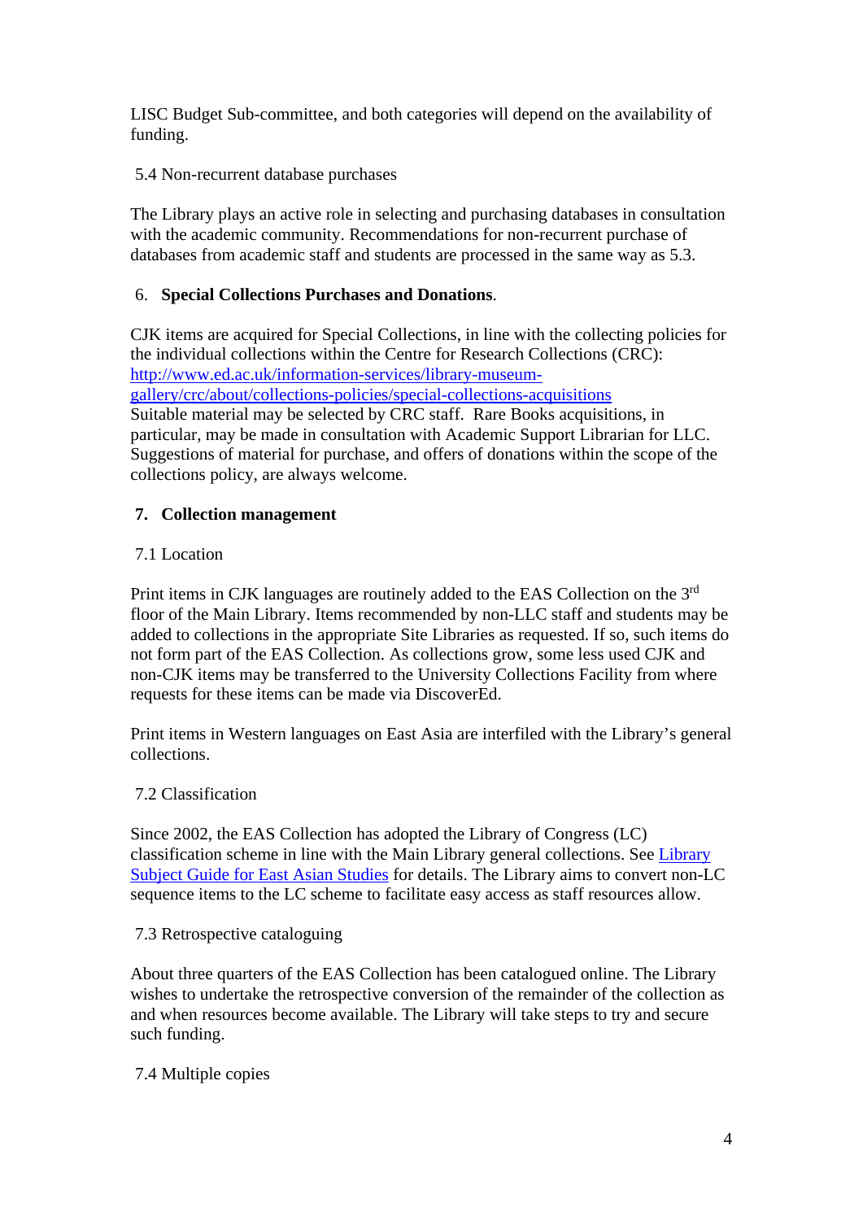LISC Budget Sub-committee, and both categories will depend on the availability of funding.

5.4 Non-recurrent database purchases

The Library plays an active role in selecting and purchasing databases in consultation with the academic community. Recommendations for non-recurrent purchase of databases from academic staff and students are processed in the same way as 5.3.

## 6. Special Collections Purchases and Donations.

CJK items are acquired for Special Collections, in line with the collecting policies for the individual collections within the Centre for Research Collections (CRC): [http://www.ed.ac.uk/information-services/library-museum-gallery/crc/about/collections-policies/special-collections-acquisitions](http://www.ed.ac.uk/information-services/library-museum-gallery/crc/about/collections-policies/special-collections-acquisitions)
Suitable material may be selected by CRC staff. Rare Books acquisitions, in particular, may be made in consultation with Academic Support Librarian for LLC. Suggestions of material for purchase, and offers of donations within the scope of the collections policy, are always welcome.

## 7. Collection management

7.1 Location

Print items in CJK languages are routinely added to the EAS Collection on the 3rd floor of the Main Library. Items recommended by non-LLC staff and students may be added to collections in the appropriate Site Libraries as requested. If so, such items do not form part of the EAS Collection. As collections grow, some less used CJK and non-CJK items may be transferred to the University Collections Facility from where requests for these items can be made via DiscoverEd.

Print items in Western languages on East Asia are interfiled with the Library's general collections.

7.2 Classification

Since 2002, the EAS Collection has adopted the Library of Congress (LC) classification scheme in line with the Main Library general collections. See Library Subject Guide for East Asian Studies for details. The Library aims to convert non-LC sequence items to the LC scheme to facilitate easy access as staff resources allow.

7.3 Retrospective cataloguing

About three quarters of the EAS Collection has been catalogued online. The Library wishes to undertake the retrospective conversion of the remainder of the collection as and when resources become available. The Library will take steps to try and secure such funding.

7.4 Multiple copies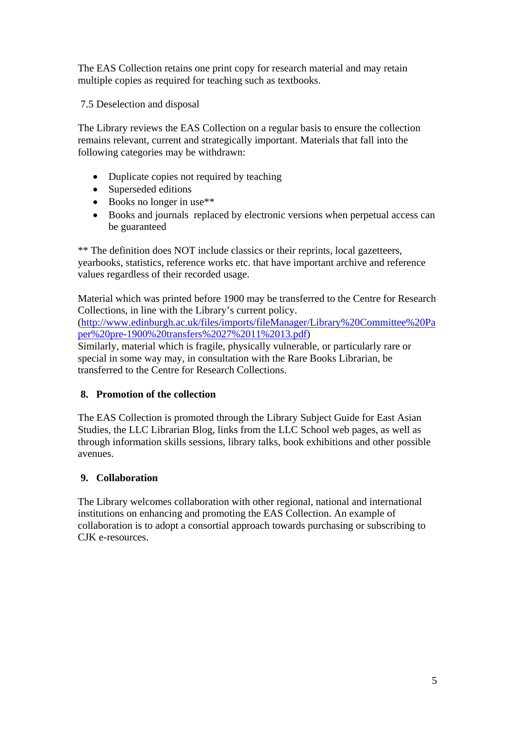The EAS Collection retains one print copy for research material and may retain multiple copies as required for teaching such as textbooks.

### 7.5 Deselection and disposal

The Library reviews the EAS Collection on a regular basis to ensure the collection remains relevant, current and strategically important. Materials that fall into the following categories may be withdrawn:

- Duplicate copies not required by teaching
- Superseded editions
- Books no longer in use**
- Books and journals replaced by electronic versions when perpetual access can be guaranteed

** The definition does NOT include classics or their reprints, local gazetteers, yearbooks, statistics, reference works etc. that have important archive and reference values regardless of their recorded usage.

Material which was printed before 1900 may be transferred to the Centre for Research Collections, in line with the Library's current policy. (http://www.edinburgh.ac.uk/files/imports/fileManager/Library%20Committee%20Paper%20pre-1900%20transfers%2027%2011%2013.pdf)
Similarly, material which is fragile, physically vulnerable, or particularly rare or special in some way may, in consultation with the Rare Books Librarian, be transferred to the Centre for Research Collections.

## 8. Promotion of the collection

The EAS Collection is promoted through the Library Subject Guide for East Asian Studies, the LLC Librarian Blog, links from the LLC School web pages, as well as through information skills sessions, library talks, book exhibitions and other possible avenues.

## 9. Collaboration

The Library welcomes collaboration with other regional, national and international institutions on enhancing and promoting the EAS Collection. An example of collaboration is to adopt a consortial approach towards purchasing or subscribing to CJK e-resources.